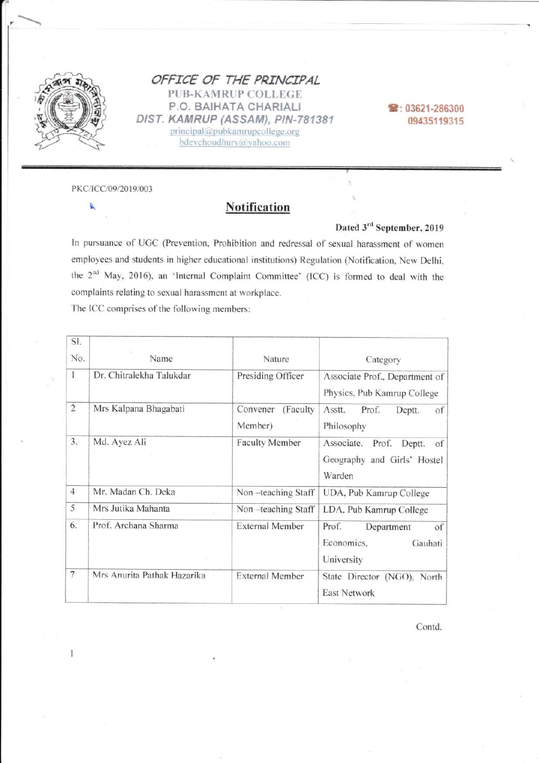# OFFICE OF THE PRINCIPAL

**PUB-KAMRUP COLLEGE**
**P.O. BAIHATA CHARIALI**
**DIST. KAMRUP (ASSAM), PIN-781381**
principal@pubkamrupcollege.org
bdevchoudhury@yahoo.com

☎: 03621-286300
09435119315

PKC/ICC/09/2019/003

## Notification

**Dated 3rd September, 2019**

In pursuance of UGC (Prevention, Prohibition and redressal of sexual harassment of women employees and students in higher educational institutions) Regulation (Notification, New Delhi, the 2nd May, 2016), an 'Internal Complaint Committee' (ICC) is formed to deal with the complaints relating to sexual harassment at workplace.

The ICC comprises of the following members:

| Sl. No. | Name | Nature | Category |
|---|---|---|---|
| 1 | Dr. Chitralekha Talukdar | Presiding Officer | Associate Prof., Department of Physics, Pub Kamrup College |
| 2 | Mrs Kalpana Bhagabati | Convener (Faculty Member) | Asstt. Prof. Deptt. of Philosophy |
| 3. | Md. Ayez Ali | Faculty Member | Associate. Prof. Deptt. of Geography and Girls' Hostel Warden |
| 4 | Mr. Madan Ch. Deka | Non –teaching Staff | UDA, Pub Kamrup College |
| 5 | Mrs Jutika Mahanta | Non –teaching Staff | LDA, Pub Kamrup College |
| 6. | Prof. Archana Sharma | External Member | Prof. Department of Economics, Gauhati University |
| 7 | Mrs Anurita Pathak Hazarika | External Member | State Director (NGO), North East Network |

Contd.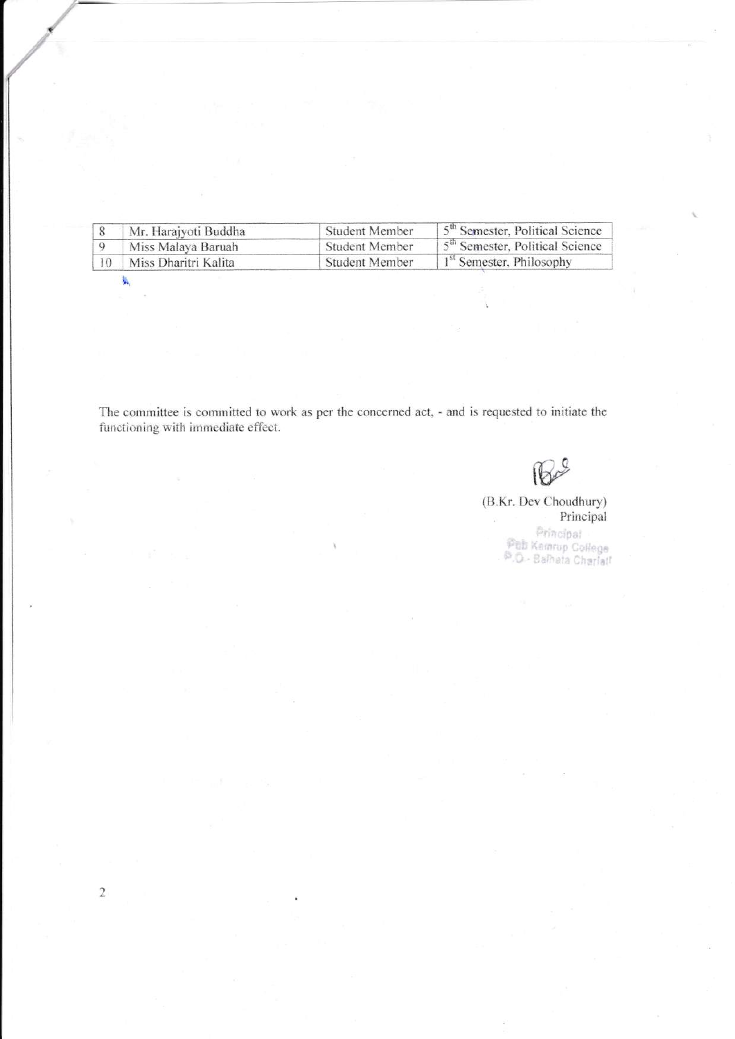| | | | |
|---|---|---|---|
| 8 | Mr. Harajyoti Buddha | Student Member | 5th Semester, Political Science |
| 9 | Miss Malaya Baruah | Student Member | 5th Semester, Political Science |
| 10 | Miss Dharitri Kalita | Student Member | 1st Semester, Philosophy |

The committee is committed to work as per the concerned act, - and is requested to initiate the functioning with immediate effect.

(B.Kr. Dev Choudhury)
Principal

Principal
Pub Kamrup College
P.O.- Baihata Chariali